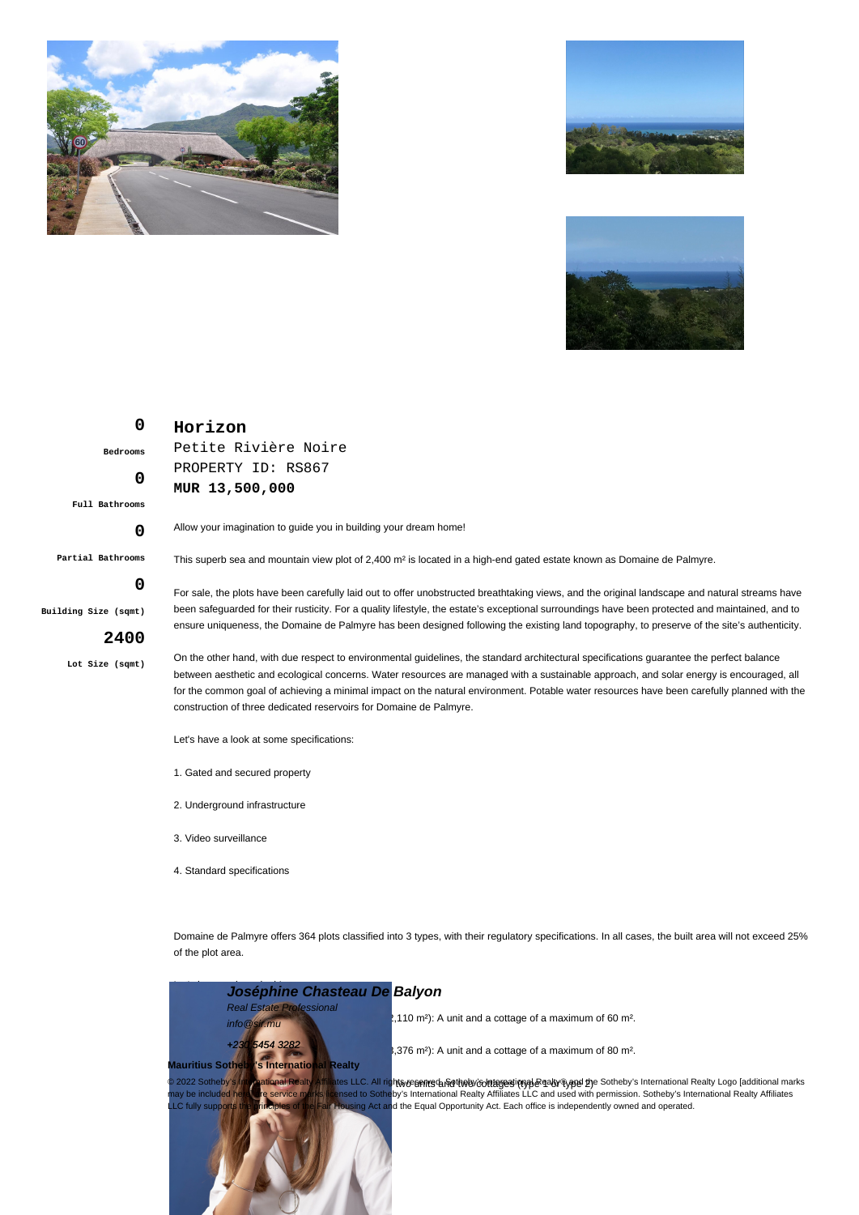# Horizon

Petite Rivière Noire

PROPERTY ID: RS867

**MUR 13,500,000**

| 0 | 0 | 0 | 0 | 2400 |
|---|---|---|---|---|
| Bedrooms | Full Bathrooms | Partial Bathrooms | Building Size (sqmt) | Lot Size (sqmt) |

Allow your imagination to guide you in building your dream home!

This superb sea and mountain view plot of 2,400 m² is located in a high-end gated estate known as Domaine de Palmyre.

For sale, the plots have been carefully laid out to offer unobstructed breathtaking views, and the original landscape and natural streams have been safeguarded for their rusticity. For a quality lifestyle, the estate's exceptional surroundings have been protected and maintained, and to ensure uniqueness, the Domaine de Palmyre has been designed following the existing land topography, to preserve of the site's authenticity.

On the other hand, with due respect to environmental guidelines, the standard architectural specifications guarantee the perfect balance between aesthetic and ecological concerns. Water resources are managed with a sustainable approach, and solar energy is encouraged, all for the common goal of achieving a minimal impact on the natural environment. Potable water resources have been carefully planned with the construction of three dedicated reservoirs for Domaine de Palmyre.

Let's have a look at some specifications:

1. Gated and secured property

2. Underground infrastructure

3. Video surveillance

4. Standard specifications

Domaine de Palmyre offers 364 plots classified into 3 types, with their regulatory specifications. In all cases, the built area will not exceed 25% of the plot area.

...,110 m²): A unit and a cottage of a maximum of 60 m².

...,376 m²): A unit and a cottage of a maximum of 80 m².

... two units and two cottages (type 1 or type 2)

***Joséphine Chasteau De Balyon***

*Real Estate Professional*

*info@sir.mu*

*+230 5454 3282*

**Mauritius Sotheby's International Realty**

© 2022 Sotheby's International Realty Affiliates LLC. All rights reserved. Sotheby's International Realty® and the Sotheby's International Realty Logo [additional marks may be included here] are service marks licensed to Sotheby's International Realty Affiliates LLC and used with permission. Sotheby's International Realty Affiliates LLC fully supports the principles of the Fair Housing Act and the Equal Opportunity Act. Each office is independently owned and operated.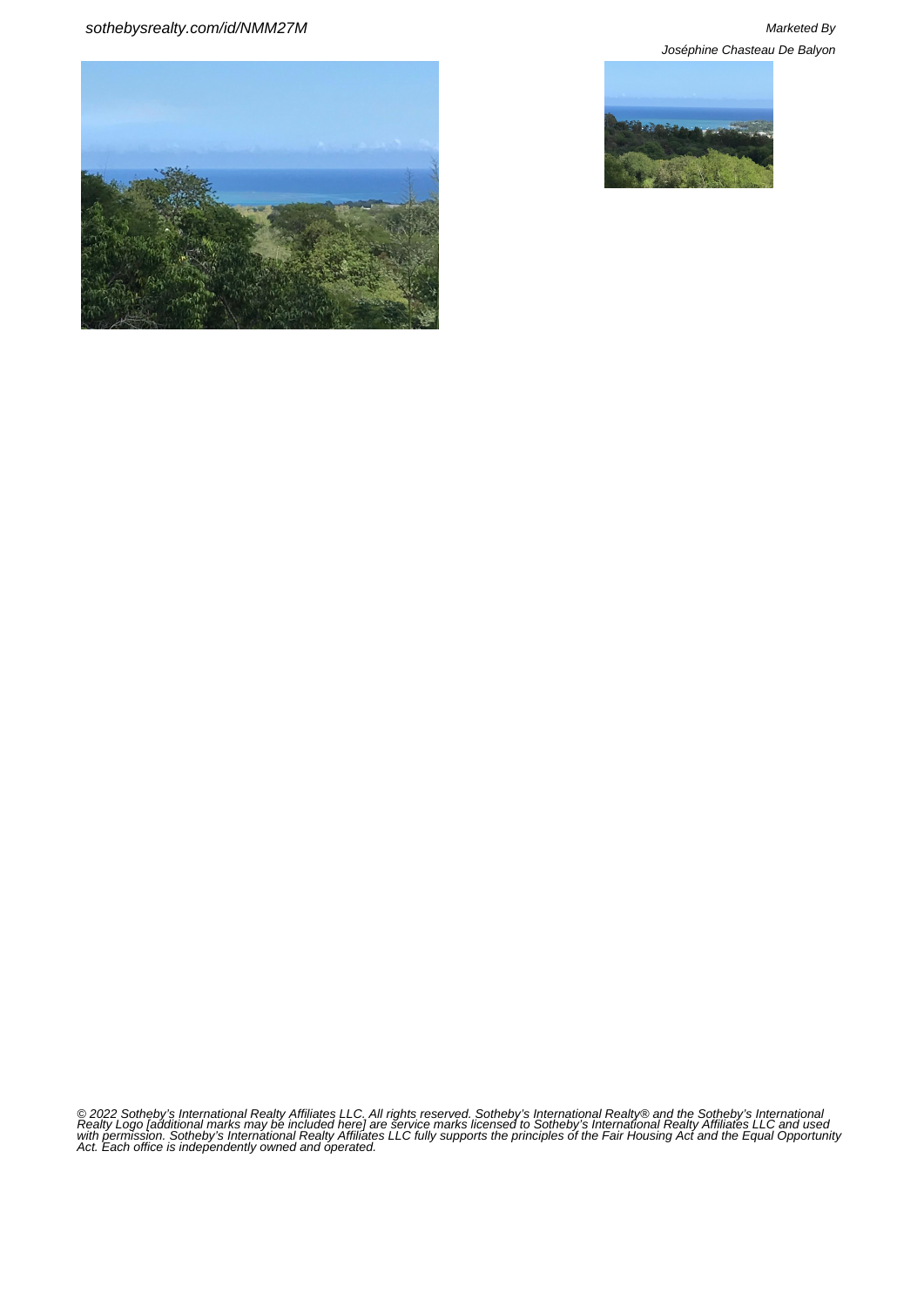© 2022 Sotheby's International Realty Affiliates LLC. All rights reserved. Sotheby's International Realty® and the Sotheby's International Realty Logo [additional marks may be included here] are service marks licensed to Sotheby's International Realty Affiliates LLC and used with permission. Sotheby's International Realty Affiliates LLC fully supports the principles of the Fair Housing Act and the Equal Opportunity Act. Each office is independently owned and operated.